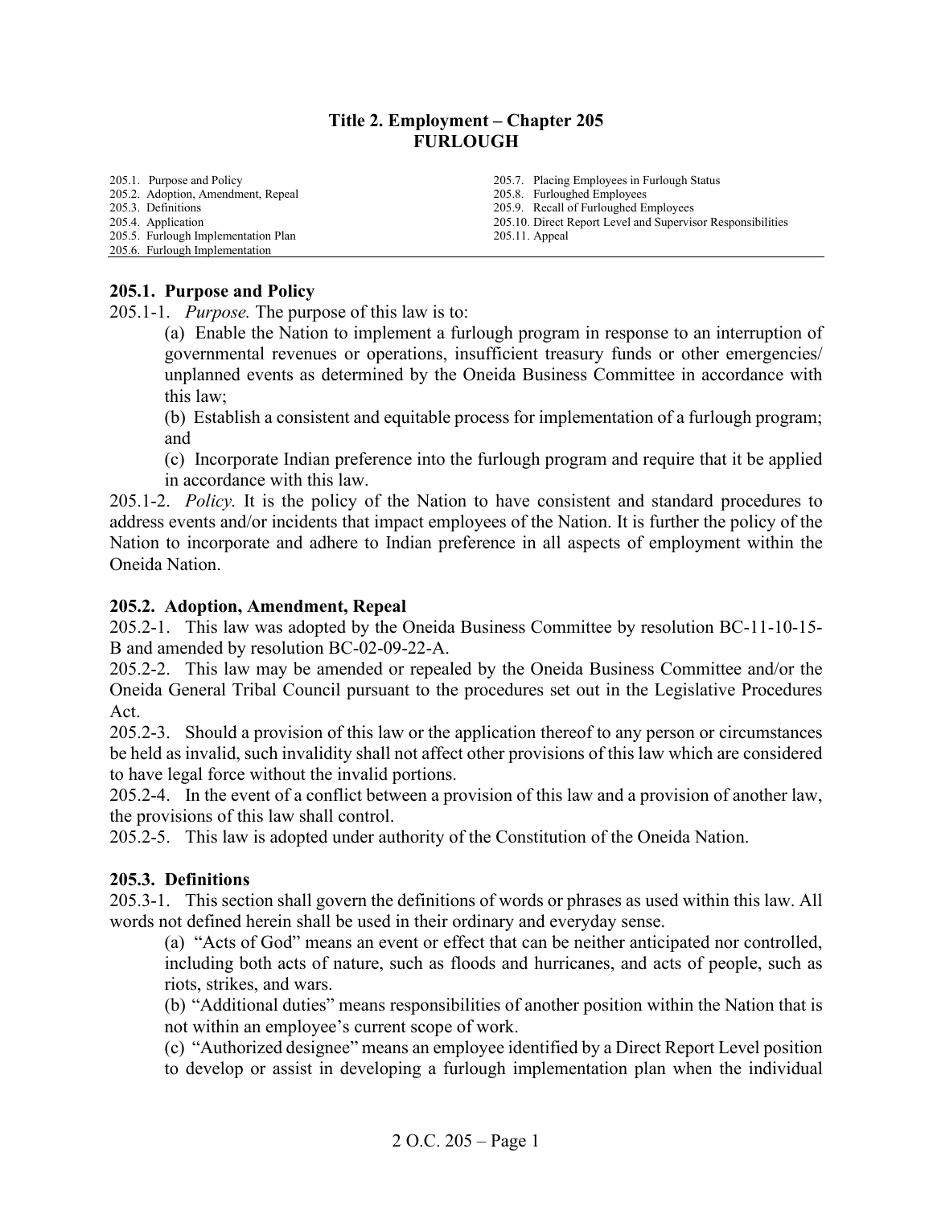# Title 2. Employment – Chapter 205
# FURLOUGH

| | |
|---|---|
| 205.1. Purpose and Policy | 205.7. Placing Employees in Furlough Status |
| 205.2. Adoption, Amendment, Repeal | 205.8. Furloughed Employees |
| 205.3. Definitions | 205.9. Recall of Furloughed Employees |
| 205.4. Application | 205.10. Direct Report Level and Supervisor Responsibilities |
| 205.5. Furlough Implementation Plan | 205.11. Appeal |
| 205.6. Furlough Implementation | |

## 205.1. Purpose and Policy

205.1-1. *Purpose.* The purpose of this law is to:

(a) Enable the Nation to implement a furlough program in response to an interruption of governmental revenues or operations, insufficient treasury funds or other emergencies/ unplanned events as determined by the Oneida Business Committee in accordance with this law;

(b) Establish a consistent and equitable process for implementation of a furlough program; and

(c) Incorporate Indian preference into the furlough program and require that it be applied in accordance with this law.

205.1-2. *Policy.* It is the policy of the Nation to have consistent and standard procedures to address events and/or incidents that impact employees of the Nation. It is further the policy of the Nation to incorporate and adhere to Indian preference in all aspects of employment within the Oneida Nation.

## 205.2. Adoption, Amendment, Repeal

205.2-1. This law was adopted by the Oneida Business Committee by resolution BC-11-10-15-B and amended by resolution BC-02-09-22-A.

205.2-2. This law may be amended or repealed by the Oneida Business Committee and/or the Oneida General Tribal Council pursuant to the procedures set out in the Legislative Procedures Act.

205.2-3. Should a provision of this law or the application thereof to any person or circumstances be held as invalid, such invalidity shall not affect other provisions of this law which are considered to have legal force without the invalid portions.

205.2-4. In the event of a conflict between a provision of this law and a provision of another law, the provisions of this law shall control.

205.2-5. This law is adopted under authority of the Constitution of the Oneida Nation.

## 205.3. Definitions

205.3-1. This section shall govern the definitions of words or phrases as used within this law. All words not defined herein shall be used in their ordinary and everyday sense.

(a) "Acts of God" means an event or effect that can be neither anticipated nor controlled, including both acts of nature, such as floods and hurricanes, and acts of people, such as riots, strikes, and wars.

(b) "Additional duties" means responsibilities of another position within the Nation that is not within an employee's current scope of work.

(c) "Authorized designee" means an employee identified by a Direct Report Level position to develop or assist in developing a furlough implementation plan when the individual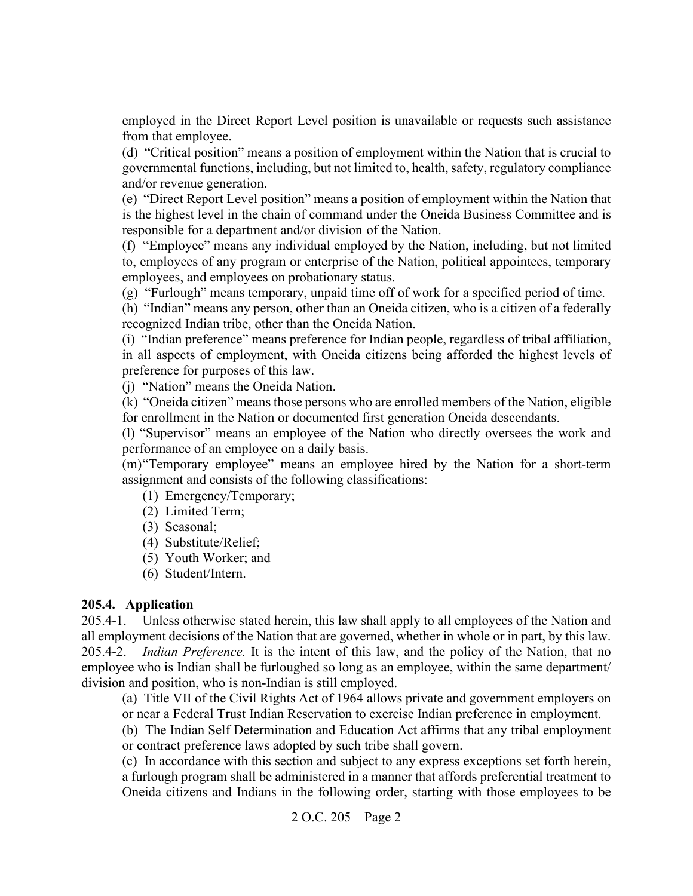employed in the Direct Report Level position is unavailable or requests such assistance from that employee.

(d) "Critical position" means a position of employment within the Nation that is crucial to governmental functions, including, but not limited to, health, safety, regulatory compliance and/or revenue generation.

(e) "Direct Report Level position" means a position of employment within the Nation that is the highest level in the chain of command under the Oneida Business Committee and is responsible for a department and/or division of the Nation.

(f) "Employee" means any individual employed by the Nation, including, but not limited to, employees of any program or enterprise of the Nation, political appointees, temporary employees, and employees on probationary status.

(g) "Furlough" means temporary, unpaid time off of work for a specified period of time.

(h) "Indian" means any person, other than an Oneida citizen, who is a citizen of a federally recognized Indian tribe, other than the Oneida Nation.

(i) "Indian preference" means preference for Indian people, regardless of tribal affiliation, in all aspects of employment, with Oneida citizens being afforded the highest levels of preference for purposes of this law.

(j) "Nation" means the Oneida Nation.

(k) "Oneida citizen" means those persons who are enrolled members of the Nation, eligible for enrollment in the Nation or documented first generation Oneida descendants.

(l) "Supervisor" means an employee of the Nation who directly oversees the work and performance of an employee on a daily basis.

(m) "Temporary employee" means an employee hired by the Nation for a short-term assignment and consists of the following classifications:

(1) Emergency/Temporary;
(2) Limited Term;
(3) Seasonal;
(4) Substitute/Relief;
(5) Youth Worker; and
(6) Student/Intern.

## 205.4. Application

205.4-1. Unless otherwise stated herein, this law shall apply to all employees of the Nation and all employment decisions of the Nation that are governed, whether in whole or in part, by this law.

205.4-2. *Indian Preference.* It is the intent of this law, and the policy of the Nation, that no employee who is Indian shall be furloughed so long as an employee, within the same department/ division and position, who is non-Indian is still employed.

(a) Title VII of the Civil Rights Act of 1964 allows private and government employers on or near a Federal Trust Indian Reservation to exercise Indian preference in employment.

(b) The Indian Self Determination and Education Act affirms that any tribal employment or contract preference laws adopted by such tribe shall govern.

(c) In accordance with this section and subject to any express exceptions set forth herein, a furlough program shall be administered in a manner that affords preferential treatment to Oneida citizens and Indians in the following order, starting with those employees to be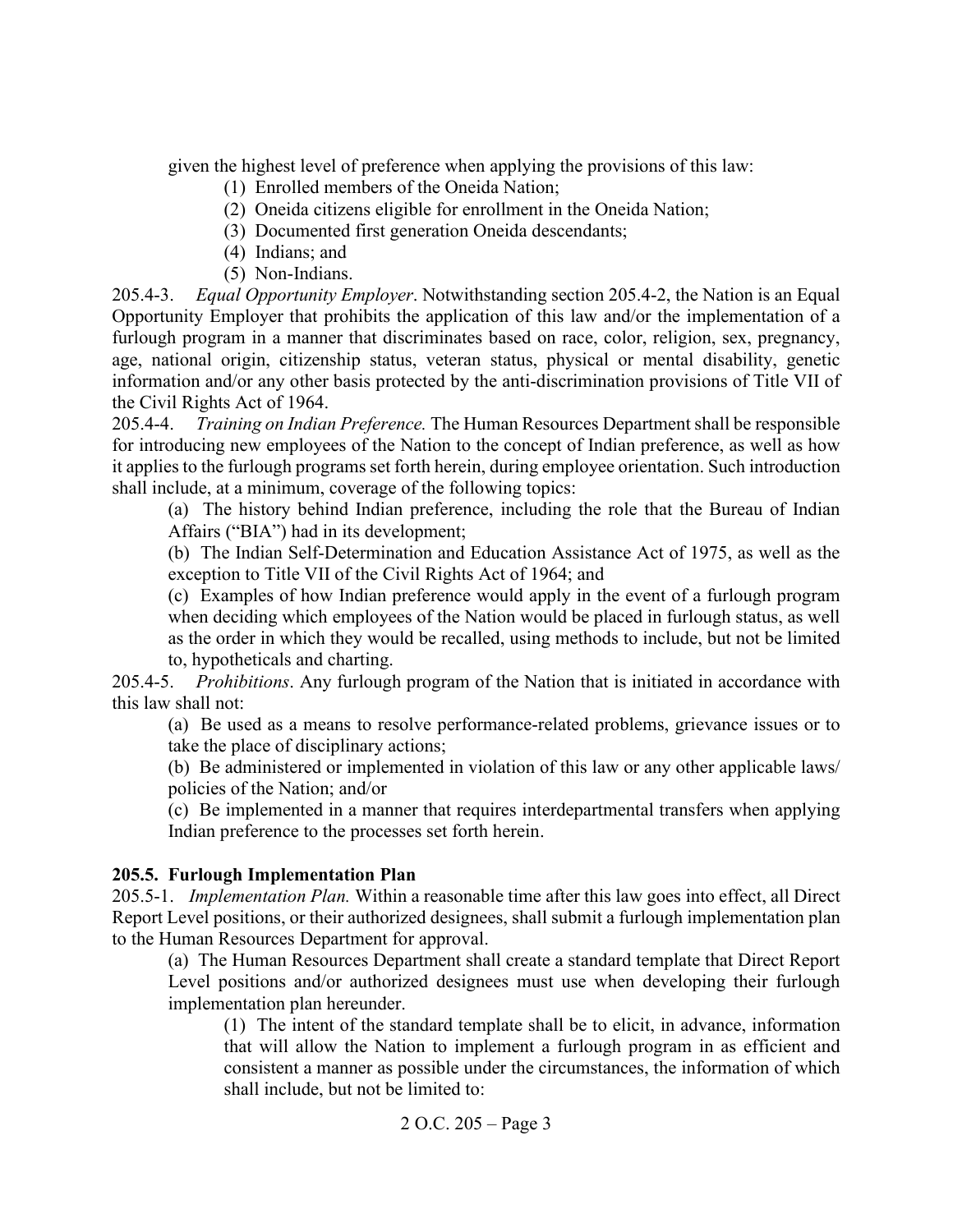given the highest level of preference when applying the provisions of this law:

(1) Enrolled members of the Oneida Nation;
(2) Oneida citizens eligible for enrollment in the Oneida Nation;
(3) Documented first generation Oneida descendants;
(4) Indians; and
(5) Non-Indians.

205.4-3. *Equal Opportunity Employer*. Notwithstanding section 205.4-2, the Nation is an Equal Opportunity Employer that prohibits the application of this law and/or the implementation of a furlough program in a manner that discriminates based on race, color, religion, sex, pregnancy, age, national origin, citizenship status, veteran status, physical or mental disability, genetic information and/or any other basis protected by the anti-discrimination provisions of Title VII of the Civil Rights Act of 1964.

205.4-4. *Training on Indian Preference.* The Human Resources Department shall be responsible for introducing new employees of the Nation to the concept of Indian preference, as well as how it applies to the furlough programs set forth herein, during employee orientation. Such introduction shall include, at a minimum, coverage of the following topics:

(a) The history behind Indian preference, including the role that the Bureau of Indian Affairs ("BIA") had in its development;

(b) The Indian Self-Determination and Education Assistance Act of 1975, as well as the exception to Title VII of the Civil Rights Act of 1964; and

(c) Examples of how Indian preference would apply in the event of a furlough program when deciding which employees of the Nation would be placed in furlough status, as well as the order in which they would be recalled, using methods to include, but not be limited to, hypotheticals and charting.

205.4-5. *Prohibitions*. Any furlough program of the Nation that is initiated in accordance with this law shall not:

(a) Be used as a means to resolve performance-related problems, grievance issues or to take the place of disciplinary actions;

(b) Be administered or implemented in violation of this law or any other applicable laws/ policies of the Nation; and/or

(c) Be implemented in a manner that requires interdepartmental transfers when applying Indian preference to the processes set forth herein.

## 205.5. Furlough Implementation Plan

205.5-1. *Implementation Plan.* Within a reasonable time after this law goes into effect, all Direct Report Level positions, or their authorized designees, shall submit a furlough implementation plan to the Human Resources Department for approval.

(a) The Human Resources Department shall create a standard template that Direct Report Level positions and/or authorized designees must use when developing their furlough implementation plan hereunder.

(1) The intent of the standard template shall be to elicit, in advance, information that will allow the Nation to implement a furlough program in as efficient and consistent a manner as possible under the circumstances, the information of which shall include, but not be limited to: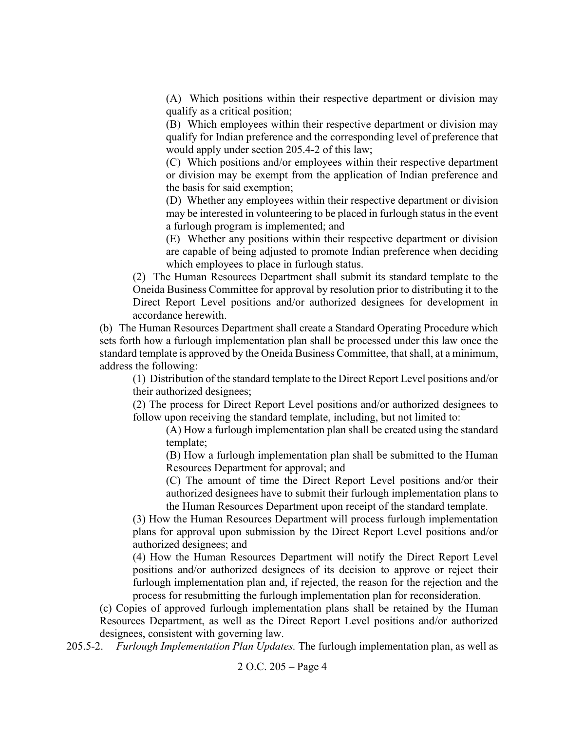(A) Which positions within their respective department or division may qualify as a critical position;

(B) Which employees within their respective department or division may qualify for Indian preference and the corresponding level of preference that would apply under section 205.4-2 of this law;

(C) Which positions and/or employees within their respective department or division may be exempt from the application of Indian preference and the basis for said exemption;

(D) Whether any employees within their respective department or division may be interested in volunteering to be placed in furlough status in the event a furlough program is implemented; and

(E) Whether any positions within their respective department or division are capable of being adjusted to promote Indian preference when deciding which employees to place in furlough status.

(2) The Human Resources Department shall submit its standard template to the Oneida Business Committee for approval by resolution prior to distributing it to the Direct Report Level positions and/or authorized designees for development in accordance herewith.

(b) The Human Resources Department shall create a Standard Operating Procedure which sets forth how a furlough implementation plan shall be processed under this law once the standard template is approved by the Oneida Business Committee, that shall, at a minimum, address the following:

(1) Distribution of the standard template to the Direct Report Level positions and/or their authorized designees;

(2) The process for Direct Report Level positions and/or authorized designees to follow upon receiving the standard template, including, but not limited to:

(A) How a furlough implementation plan shall be created using the standard template;

(B) How a furlough implementation plan shall be submitted to the Human Resources Department for approval; and

(C) The amount of time the Direct Report Level positions and/or their authorized designees have to submit their furlough implementation plans to the Human Resources Department upon receipt of the standard template.

(3) How the Human Resources Department will process furlough implementation plans for approval upon submission by the Direct Report Level positions and/or authorized designees; and

(4) How the Human Resources Department will notify the Direct Report Level positions and/or authorized designees of its decision to approve or reject their furlough implementation plan and, if rejected, the reason for the rejection and the process for resubmitting the furlough implementation plan for reconsideration.

(c) Copies of approved furlough implementation plans shall be retained by the Human Resources Department, as well as the Direct Report Level positions and/or authorized designees, consistent with governing law.

205.5-2. *Furlough Implementation Plan Updates.* The furlough implementation plan, as well as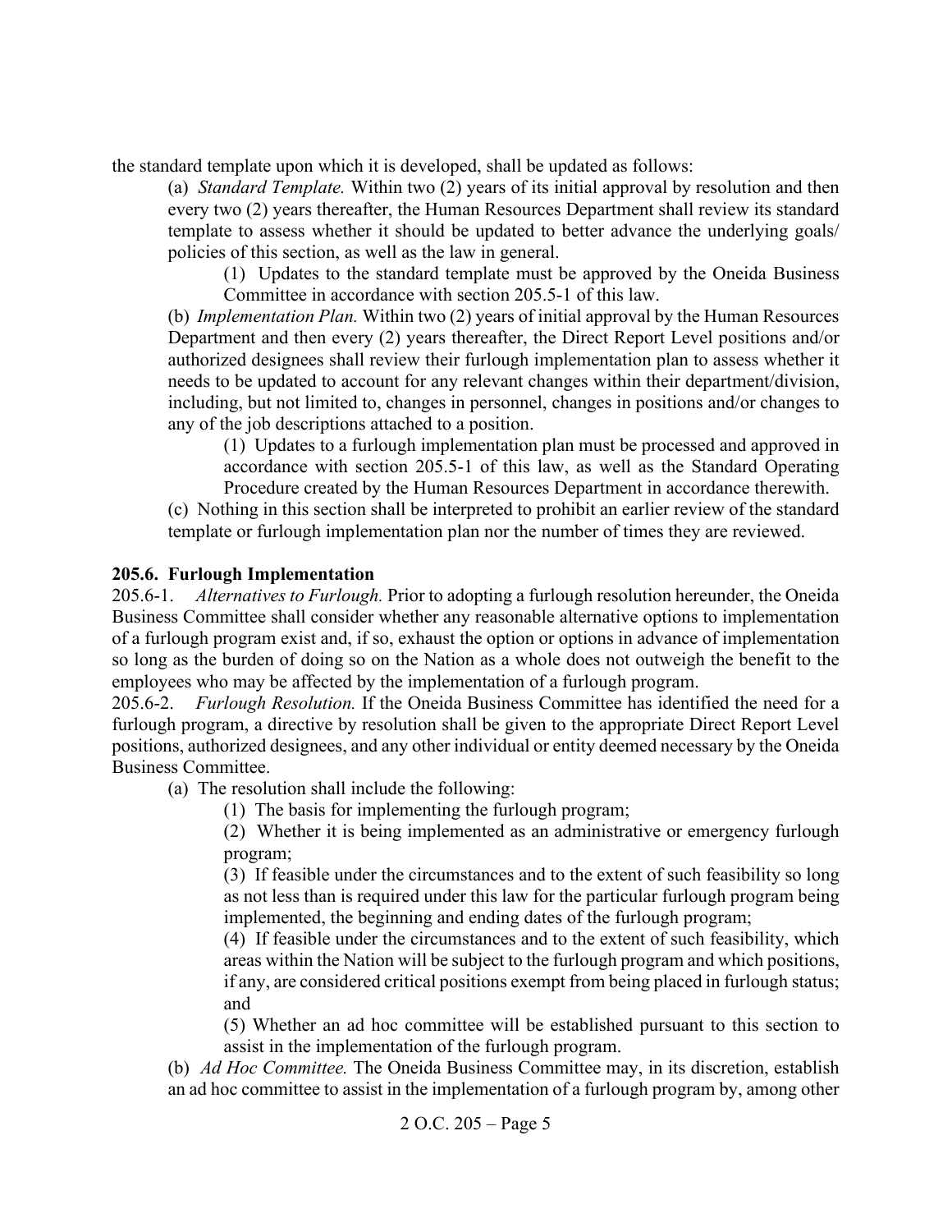the standard template upon which it is developed, shall be updated as follows:

(a) *Standard Template.* Within two (2) years of its initial approval by resolution and then every two (2) years thereafter, the Human Resources Department shall review its standard template to assess whether it should be updated to better advance the underlying goals/ policies of this section, as well as the law in general.

(1) Updates to the standard template must be approved by the Oneida Business Committee in accordance with section 205.5-1 of this law.

(b) *Implementation Plan.* Within two (2) years of initial approval by the Human Resources Department and then every (2) years thereafter, the Direct Report Level positions and/or authorized designees shall review their furlough implementation plan to assess whether it needs to be updated to account for any relevant changes within their department/division, including, but not limited to, changes in personnel, changes in positions and/or changes to any of the job descriptions attached to a position.

(1) Updates to a furlough implementation plan must be processed and approved in accordance with section 205.5-1 of this law, as well as the Standard Operating Procedure created by the Human Resources Department in accordance therewith.

(c) Nothing in this section shall be interpreted to prohibit an earlier review of the standard template or furlough implementation plan nor the number of times they are reviewed.

**205.6. Furlough Implementation**

205.6-1. *Alternatives to Furlough.* Prior to adopting a furlough resolution hereunder, the Oneida Business Committee shall consider whether any reasonable alternative options to implementation of a furlough program exist and, if so, exhaust the option or options in advance of implementation so long as the burden of doing so on the Nation as a whole does not outweigh the benefit to the employees who may be affected by the implementation of a furlough program.

205.6-2. *Furlough Resolution.* If the Oneida Business Committee has identified the need for a furlough program, a directive by resolution shall be given to the appropriate Direct Report Level positions, authorized designees, and any other individual or entity deemed necessary by the Oneida Business Committee.

(a) The resolution shall include the following:

(1) The basis for implementing the furlough program;

(2) Whether it is being implemented as an administrative or emergency furlough program;

(3) If feasible under the circumstances and to the extent of such feasibility so long as not less than is required under this law for the particular furlough program being implemented, the beginning and ending dates of the furlough program;

(4) If feasible under the circumstances and to the extent of such feasibility, which areas within the Nation will be subject to the furlough program and which positions, if any, are considered critical positions exempt from being placed in furlough status; and

(5) Whether an ad hoc committee will be established pursuant to this section to assist in the implementation of the furlough program.

(b) *Ad Hoc Committee.* The Oneida Business Committee may, in its discretion, establish an ad hoc committee to assist in the implementation of a furlough program by, among other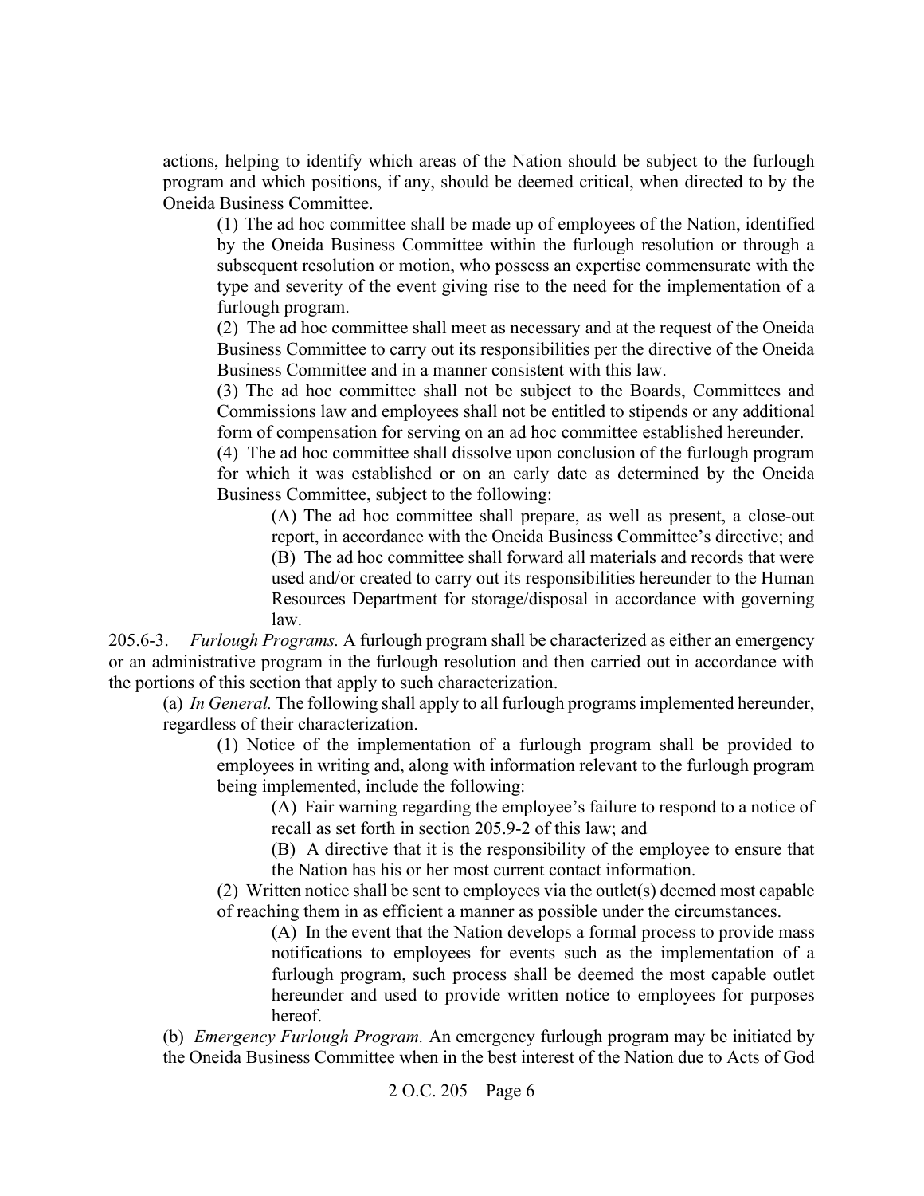actions, helping to identify which areas of the Nation should be subject to the furlough program and which positions, if any, should be deemed critical, when directed to by the Oneida Business Committee.

(1) The ad hoc committee shall be made up of employees of the Nation, identified by the Oneida Business Committee within the furlough resolution or through a subsequent resolution or motion, who possess an expertise commensurate with the type and severity of the event giving rise to the need for the implementation of a furlough program.

(2) The ad hoc committee shall meet as necessary and at the request of the Oneida Business Committee to carry out its responsibilities per the directive of the Oneida Business Committee and in a manner consistent with this law.

(3) The ad hoc committee shall not be subject to the Boards, Committees and Commissions law and employees shall not be entitled to stipends or any additional form of compensation for serving on an ad hoc committee established hereunder.

(4) The ad hoc committee shall dissolve upon conclusion of the furlough program for which it was established or on an early date as determined by the Oneida Business Committee, subject to the following:

(A) The ad hoc committee shall prepare, as well as present, a close-out report, in accordance with the Oneida Business Committee's directive; and

(B) The ad hoc committee shall forward all materials and records that were used and/or created to carry out its responsibilities hereunder to the Human Resources Department for storage/disposal in accordance with governing law.

205.6-3. *Furlough Programs.* A furlough program shall be characterized as either an emergency or an administrative program in the furlough resolution and then carried out in accordance with the portions of this section that apply to such characterization.

(a) *In General.* The following shall apply to all furlough programs implemented hereunder, regardless of their characterization.

(1) Notice of the implementation of a furlough program shall be provided to employees in writing and, along with information relevant to the furlough program being implemented, include the following:

(A) Fair warning regarding the employee's failure to respond to a notice of recall as set forth in section 205.9-2 of this law; and

(B) A directive that it is the responsibility of the employee to ensure that the Nation has his or her most current contact information.

(2) Written notice shall be sent to employees via the outlet(s) deemed most capable of reaching them in as efficient a manner as possible under the circumstances.

(A) In the event that the Nation develops a formal process to provide mass notifications to employees for events such as the implementation of a furlough program, such process shall be deemed the most capable outlet hereunder and used to provide written notice to employees for purposes hereof.

(b) *Emergency Furlough Program.* An emergency furlough program may be initiated by the Oneida Business Committee when in the best interest of the Nation due to Acts of God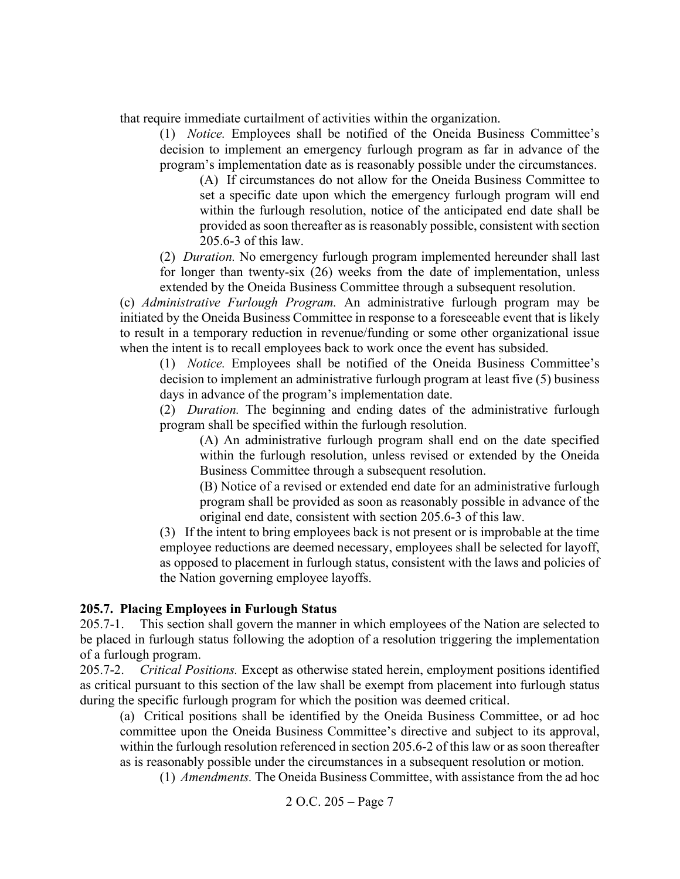that require immediate curtailment of activities within the organization.

(1) *Notice.* Employees shall be notified of the Oneida Business Committee's decision to implement an emergency furlough program as far in advance of the program's implementation date as is reasonably possible under the circumstances.

(A) If circumstances do not allow for the Oneida Business Committee to set a specific date upon which the emergency furlough program will end within the furlough resolution, notice of the anticipated end date shall be provided as soon thereafter as is reasonably possible, consistent with section 205.6-3 of this law.

(2) *Duration.* No emergency furlough program implemented hereunder shall last for longer than twenty-six (26) weeks from the date of implementation, unless extended by the Oneida Business Committee through a subsequent resolution.

(c) *Administrative Furlough Program.* An administrative furlough program may be initiated by the Oneida Business Committee in response to a foreseeable event that is likely to result in a temporary reduction in revenue/funding or some other organizational issue when the intent is to recall employees back to work once the event has subsided.

(1) *Notice.* Employees shall be notified of the Oneida Business Committee's decision to implement an administrative furlough program at least five (5) business days in advance of the program's implementation date.

(2) *Duration.* The beginning and ending dates of the administrative furlough program shall be specified within the furlough resolution.

(A) An administrative furlough program shall end on the date specified within the furlough resolution, unless revised or extended by the Oneida Business Committee through a subsequent resolution.

(B) Notice of a revised or extended end date for an administrative furlough program shall be provided as soon as reasonably possible in advance of the original end date, consistent with section 205.6-3 of this law.

(3) If the intent to bring employees back is not present or is improbable at the time employee reductions are deemed necessary, employees shall be selected for layoff, as opposed to placement in furlough status, consistent with the laws and policies of the Nation governing employee layoffs.

**205.7. Placing Employees in Furlough Status**

205.7-1. This section shall govern the manner in which employees of the Nation are selected to be placed in furlough status following the adoption of a resolution triggering the implementation of a furlough program.

205.7-2. *Critical Positions.* Except as otherwise stated herein, employment positions identified as critical pursuant to this section of the law shall be exempt from placement into furlough status during the specific furlough program for which the position was deemed critical.

(a) Critical positions shall be identified by the Oneida Business Committee, or ad hoc committee upon the Oneida Business Committee's directive and subject to its approval, within the furlough resolution referenced in section 205.6-2 of this law or as soon thereafter as is reasonably possible under the circumstances in a subsequent resolution or motion.

(1) *Amendments.* The Oneida Business Committee, with assistance from the ad hoc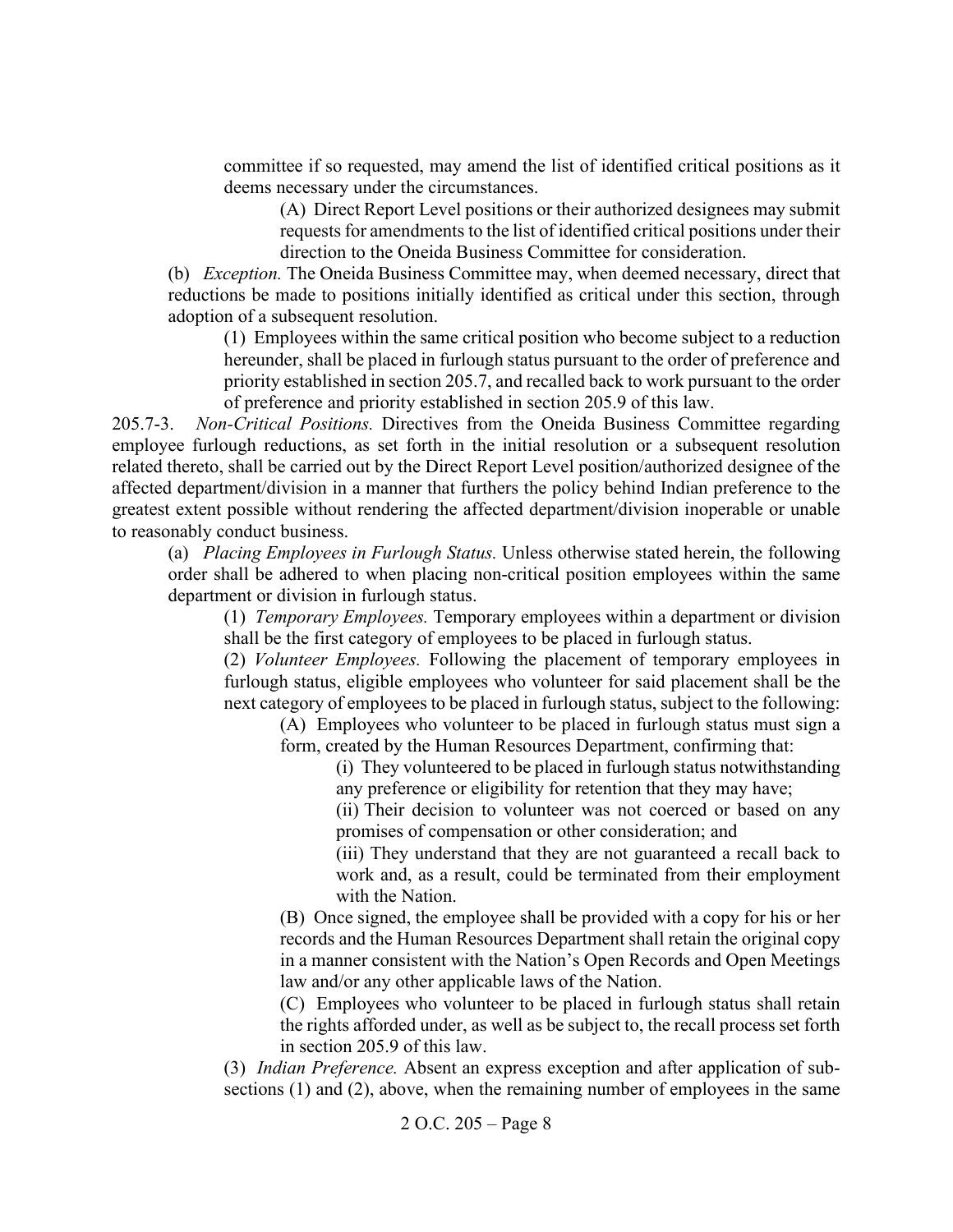committee if so requested, may amend the list of identified critical positions as it deems necessary under the circumstances.

(A) Direct Report Level positions or their authorized designees may submit requests for amendments to the list of identified critical positions under their direction to the Oneida Business Committee for consideration.

(b) *Exception.* The Oneida Business Committee may, when deemed necessary, direct that reductions be made to positions initially identified as critical under this section, through adoption of a subsequent resolution.

(1) Employees within the same critical position who become subject to a reduction hereunder, shall be placed in furlough status pursuant to the order of preference and priority established in section 205.7, and recalled back to work pursuant to the order of preference and priority established in section 205.9 of this law.

205.7-3. *Non-Critical Positions.* Directives from the Oneida Business Committee regarding employee furlough reductions, as set forth in the initial resolution or a subsequent resolution related thereto, shall be carried out by the Direct Report Level position/authorized designee of the affected department/division in a manner that furthers the policy behind Indian preference to the greatest extent possible without rendering the affected department/division inoperable or unable to reasonably conduct business.

(a) *Placing Employees in Furlough Status.* Unless otherwise stated herein, the following order shall be adhered to when placing non-critical position employees within the same department or division in furlough status.

(1) *Temporary Employees.* Temporary employees within a department or division shall be the first category of employees to be placed in furlough status.

(2) *Volunteer Employees.* Following the placement of temporary employees in furlough status, eligible employees who volunteer for said placement shall be the next category of employees to be placed in furlough status, subject to the following:

(A) Employees who volunteer to be placed in furlough status must sign a form, created by the Human Resources Department, confirming that:

(i) They volunteered to be placed in furlough status notwithstanding any preference or eligibility for retention that they may have;

(ii) Their decision to volunteer was not coerced or based on any promises of compensation or other consideration; and

(iii) They understand that they are not guaranteed a recall back to work and, as a result, could be terminated from their employment with the Nation.

(B) Once signed, the employee shall be provided with a copy for his or her records and the Human Resources Department shall retain the original copy in a manner consistent with the Nation's Open Records and Open Meetings law and/or any other applicable laws of the Nation.

(C) Employees who volunteer to be placed in furlough status shall retain the rights afforded under, as well as be subject to, the recall process set forth in section 205.9 of this law.

(3) *Indian Preference.* Absent an express exception and after application of sub-sections (1) and (2), above, when the remaining number of employees in the same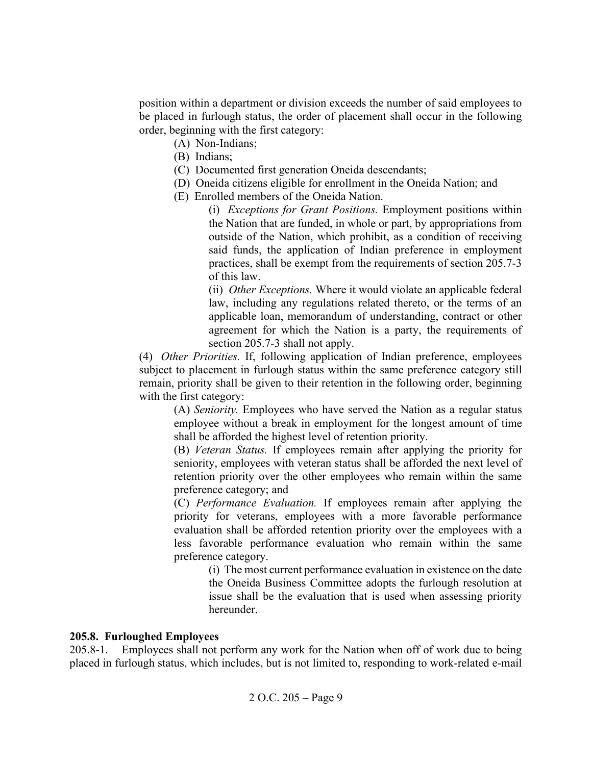position within a department or division exceeds the number of said employees to be placed in furlough status, the order of placement shall occur in the following order, beginning with the first category:

(A) Non-Indians;

(B) Indians;

(C) Documented first generation Oneida descendants;

(D) Oneida citizens eligible for enrollment in the Oneida Nation; and

(E) Enrolled members of the Oneida Nation.

(i) *Exceptions for Grant Positions.* Employment positions within the Nation that are funded, in whole or part, by appropriations from outside of the Nation, which prohibit, as a condition of receiving said funds, the application of Indian preference in employment practices, shall be exempt from the requirements of section 205.7-3 of this law.

(ii) *Other Exceptions.* Where it would violate an applicable federal law, including any regulations related thereto, or the terms of an applicable loan, memorandum of understanding, contract or other agreement for which the Nation is a party, the requirements of section 205.7-3 shall not apply.

(4) *Other Priorities.* If, following application of Indian preference, employees subject to placement in furlough status within the same preference category still remain, priority shall be given to their retention in the following order, beginning with the first category:

(A) *Seniority.* Employees who have served the Nation as a regular status employee without a break in employment for the longest amount of time shall be afforded the highest level of retention priority.

(B) *Veteran Status.* If employees remain after applying the priority for seniority, employees with veteran status shall be afforded the next level of retention priority over the other employees who remain within the same preference category; and

(C) *Performance Evaluation.* If employees remain after applying the priority for veterans, employees with a more favorable performance evaluation shall be afforded retention priority over the employees with a less favorable performance evaluation who remain within the same preference category.

(i) The most current performance evaluation in existence on the date the Oneida Business Committee adopts the furlough resolution at issue shall be the evaluation that is used when assessing priority hereunder.

**205.8. Furloughed Employees**

205.8-1. Employees shall not perform any work for the Nation when off of work due to being placed in furlough status, which includes, but is not limited to, responding to work-related e-mail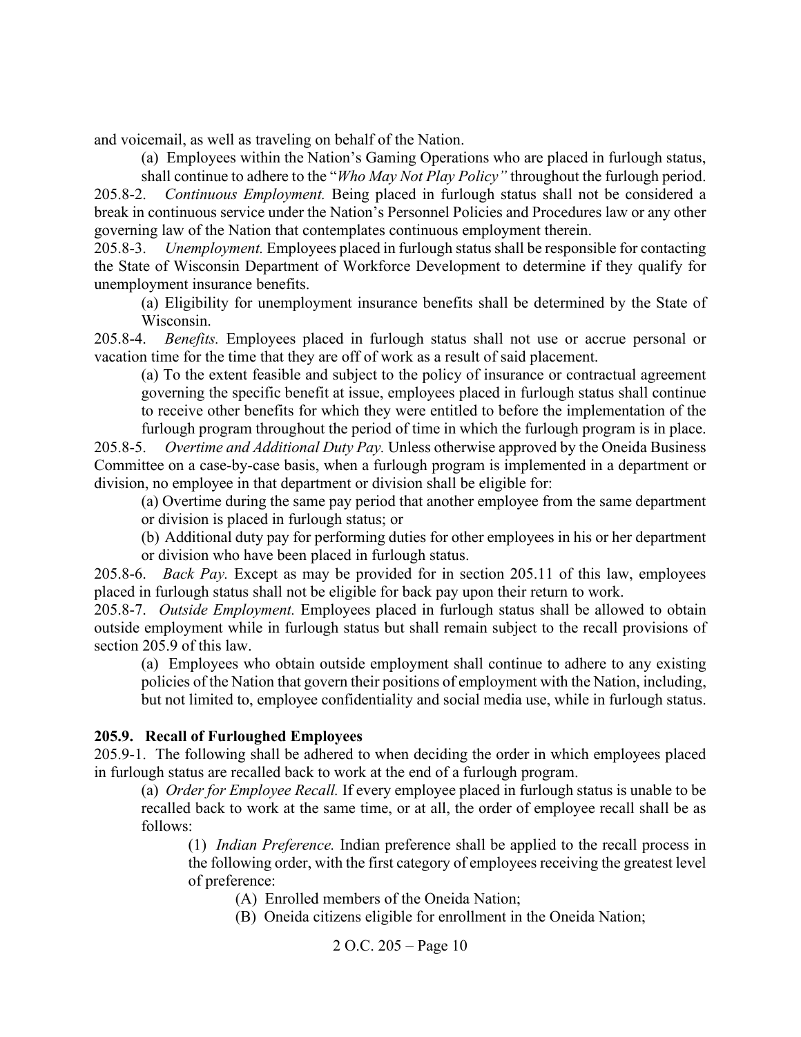and voicemail, as well as traveling on behalf of the Nation.

(a) Employees within the Nation's Gaming Operations who are placed in furlough status, shall continue to adhere to the "*Who May Not Play Policy"* throughout the furlough period.

205.8-2. *Continuous Employment.* Being placed in furlough status shall not be considered a break in continuous service under the Nation's Personnel Policies and Procedures law or any other governing law of the Nation that contemplates continuous employment therein.

205.8-3. *Unemployment.* Employees placed in furlough status shall be responsible for contacting the State of Wisconsin Department of Workforce Development to determine if they qualify for unemployment insurance benefits.

(a) Eligibility for unemployment insurance benefits shall be determined by the State of Wisconsin.

205.8-4. *Benefits.* Employees placed in furlough status shall not use or accrue personal or vacation time for the time that they are off of work as a result of said placement.

(a) To the extent feasible and subject to the policy of insurance or contractual agreement governing the specific benefit at issue, employees placed in furlough status shall continue to receive other benefits for which they were entitled to before the implementation of the furlough program throughout the period of time in which the furlough program is in place.

205.8-5. *Overtime and Additional Duty Pay.* Unless otherwise approved by the Oneida Business Committee on a case-by-case basis, when a furlough program is implemented in a department or division, no employee in that department or division shall be eligible for:

(a) Overtime during the same pay period that another employee from the same department or division is placed in furlough status; or

(b) Additional duty pay for performing duties for other employees in his or her department or division who have been placed in furlough status.

205.8-6. *Back Pay.* Except as may be provided for in section 205.11 of this law, employees placed in furlough status shall not be eligible for back pay upon their return to work.

205.8-7. *Outside Employment.* Employees placed in furlough status shall be allowed to obtain outside employment while in furlough status but shall remain subject to the recall provisions of section 205.9 of this law.

(a) Employees who obtain outside employment shall continue to adhere to any existing policies of the Nation that govern their positions of employment with the Nation, including, but not limited to, employee confidentiality and social media use, while in furlough status.

**205.9. Recall of Furloughed Employees**

205.9-1. The following shall be adhered to when deciding the order in which employees placed in furlough status are recalled back to work at the end of a furlough program.

(a) *Order for Employee Recall.* If every employee placed in furlough status is unable to be recalled back to work at the same time, or at all, the order of employee recall shall be as follows:

(1) *Indian Preference.* Indian preference shall be applied to the recall process in the following order, with the first category of employees receiving the greatest level of preference:

(A) Enrolled members of the Oneida Nation;

(B) Oneida citizens eligible for enrollment in the Oneida Nation;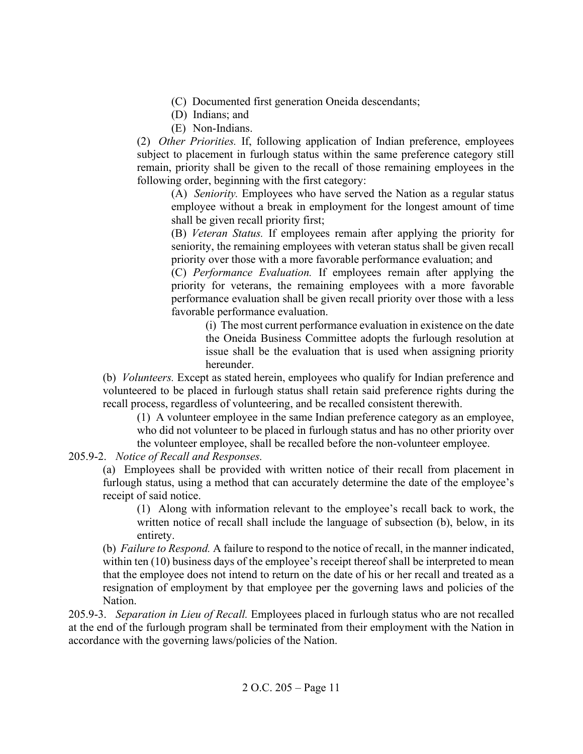(C) Documented first generation Oneida descendants;

(D) Indians; and

(E) Non-Indians.

(2) *Other Priorities.* If, following application of Indian preference, employees subject to placement in furlough status within the same preference category still remain, priority shall be given to the recall of those remaining employees in the following order, beginning with the first category:

(A) *Seniority.* Employees who have served the Nation as a regular status employee without a break in employment for the longest amount of time shall be given recall priority first;

(B) *Veteran Status.* If employees remain after applying the priority for seniority, the remaining employees with veteran status shall be given recall priority over those with a more favorable performance evaluation; and

(C) *Performance Evaluation.* If employees remain after applying the priority for veterans, the remaining employees with a more favorable performance evaluation shall be given recall priority over those with a less favorable performance evaluation.

(i) The most current performance evaluation in existence on the date the Oneida Business Committee adopts the furlough resolution at issue shall be the evaluation that is used when assigning priority hereunder.

(b) *Volunteers.* Except as stated herein, employees who qualify for Indian preference and volunteered to be placed in furlough status shall retain said preference rights during the recall process, regardless of volunteering, and be recalled consistent therewith.

(1) A volunteer employee in the same Indian preference category as an employee, who did not volunteer to be placed in furlough status and has no other priority over the volunteer employee, shall be recalled before the non-volunteer employee.

205.9-2. *Notice of Recall and Responses.*

(a) Employees shall be provided with written notice of their recall from placement in furlough status, using a method that can accurately determine the date of the employee's receipt of said notice.

(1) Along with information relevant to the employee's recall back to work, the written notice of recall shall include the language of subsection (b), below, in its entirety.

(b) *Failure to Respond.* A failure to respond to the notice of recall, in the manner indicated, within ten (10) business days of the employee's receipt thereof shall be interpreted to mean that the employee does not intend to return on the date of his or her recall and treated as a resignation of employment by that employee per the governing laws and policies of the Nation.

205.9-3. *Separation in Lieu of Recall.* Employees placed in furlough status who are not recalled at the end of the furlough program shall be terminated from their employment with the Nation in accordance with the governing laws/policies of the Nation.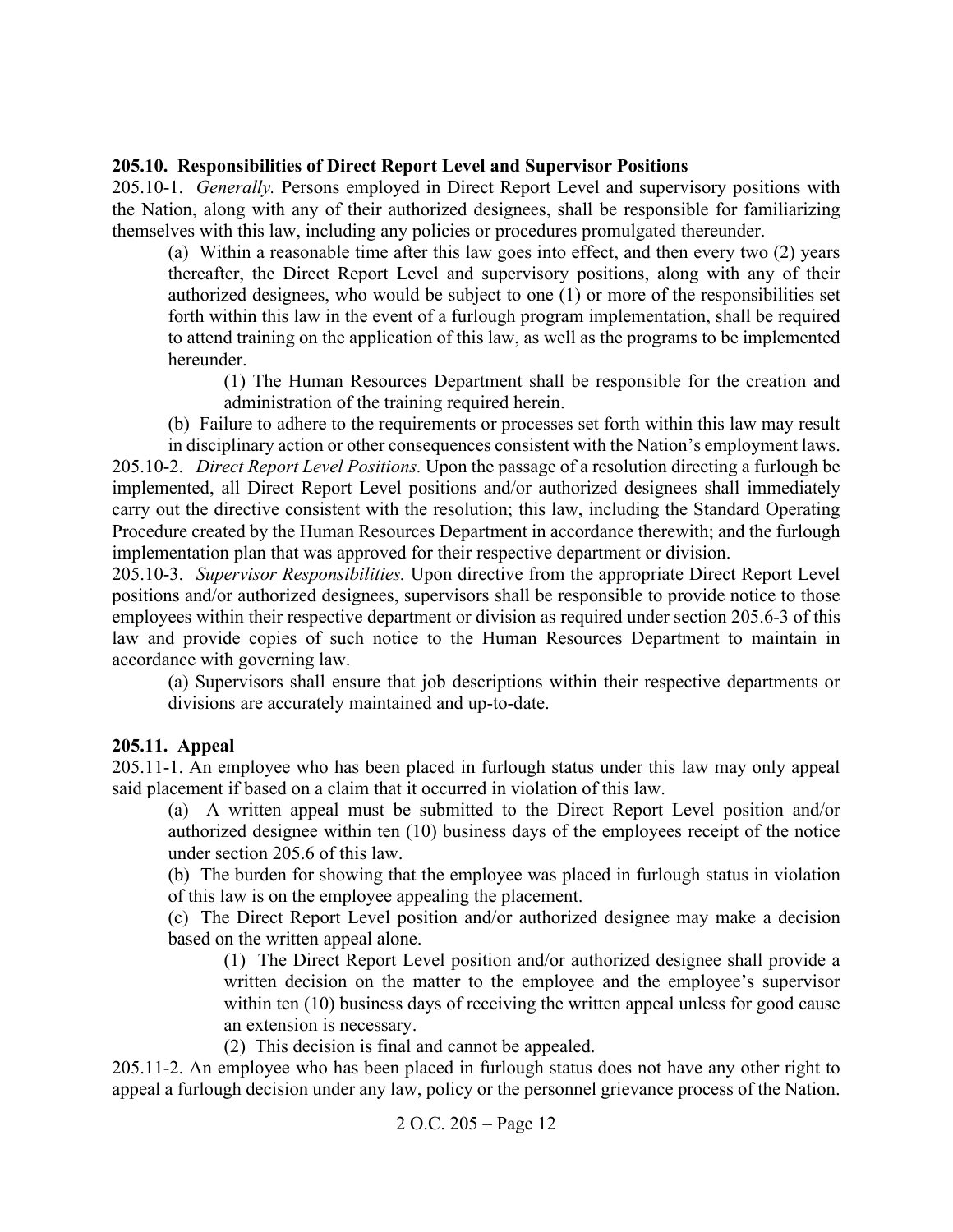**205.10. Responsibilities of Direct Report Level and Supervisor Positions**

205.10-1. *Generally.* Persons employed in Direct Report Level and supervisory positions with the Nation, along with any of their authorized designees, shall be responsible for familiarizing themselves with this law, including any policies or procedures promulgated thereunder.

(a) Within a reasonable time after this law goes into effect, and then every two (2) years thereafter, the Direct Report Level and supervisory positions, along with any of their authorized designees, who would be subject to one (1) or more of the responsibilities set forth within this law in the event of a furlough program implementation, shall be required to attend training on the application of this law, as well as the programs to be implemented hereunder.

(1) The Human Resources Department shall be responsible for the creation and administration of the training required herein.

(b) Failure to adhere to the requirements or processes set forth within this law may result in disciplinary action or other consequences consistent with the Nation's employment laws.

205.10-2. *Direct Report Level Positions.* Upon the passage of a resolution directing a furlough be implemented, all Direct Report Level positions and/or authorized designees shall immediately carry out the directive consistent with the resolution; this law, including the Standard Operating Procedure created by the Human Resources Department in accordance therewith; and the furlough implementation plan that was approved for their respective department or division.

205.10-3. *Supervisor Responsibilities.* Upon directive from the appropriate Direct Report Level positions and/or authorized designees, supervisors shall be responsible to provide notice to those employees within their respective department or division as required under section 205.6-3 of this law and provide copies of such notice to the Human Resources Department to maintain in accordance with governing law.

(a) Supervisors shall ensure that job descriptions within their respective departments or divisions are accurately maintained and up-to-date.

**205.11. Appeal**

205.11-1. An employee who has been placed in furlough status under this law may only appeal said placement if based on a claim that it occurred in violation of this law.

(a) A written appeal must be submitted to the Direct Report Level position and/or authorized designee within ten (10) business days of the employees receipt of the notice under section 205.6 of this law.

(b) The burden for showing that the employee was placed in furlough status in violation of this law is on the employee appealing the placement.

(c) The Direct Report Level position and/or authorized designee may make a decision based on the written appeal alone.

(1) The Direct Report Level position and/or authorized designee shall provide a written decision on the matter to the employee and the employee's supervisor within ten (10) business days of receiving the written appeal unless for good cause an extension is necessary.

(2) This decision is final and cannot be appealed.

205.11-2. An employee who has been placed in furlough status does not have any other right to appeal a furlough decision under any law, policy or the personnel grievance process of the Nation.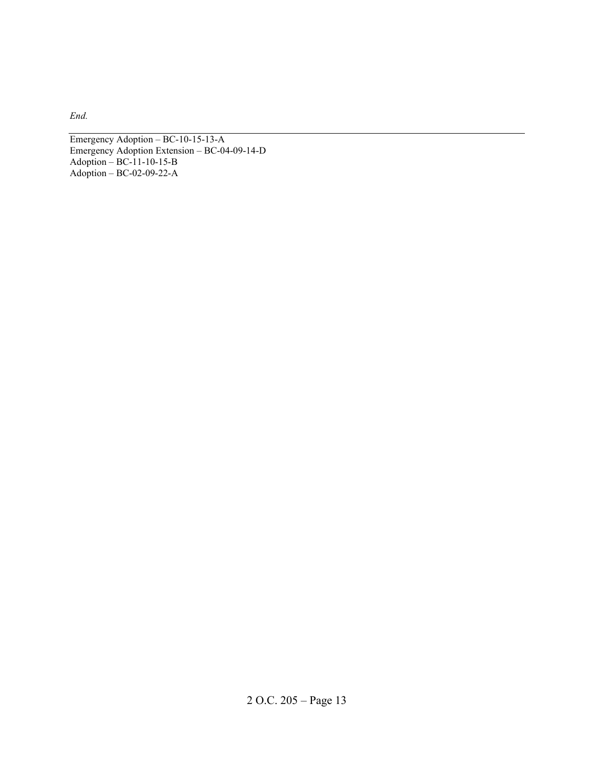*End.*

---

Emergency Adoption – BC-10-15-13-A
Emergency Adoption Extension – BC-04-09-14-D
Adoption – BC-11-10-15-B
Adoption – BC-02-09-22-A